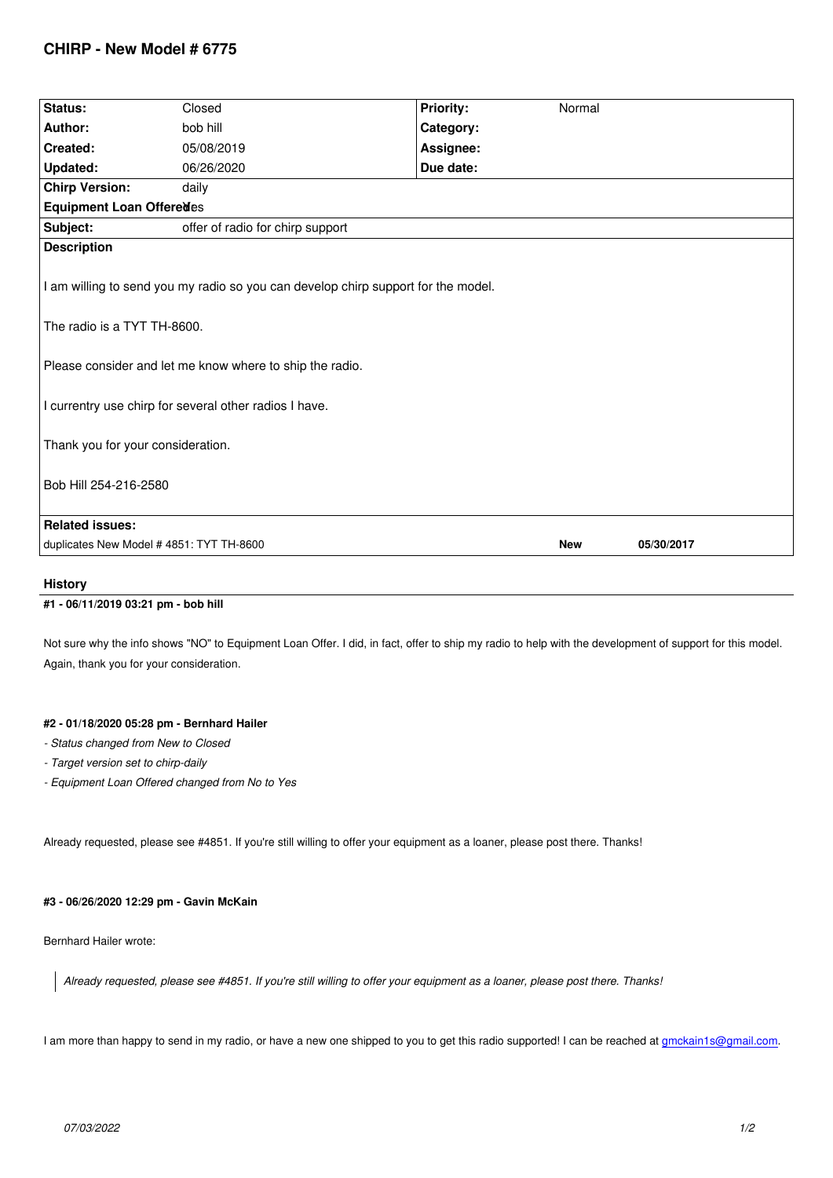# CHIRP - New Model # 6775

| Status: | Closed | Priority: | Normal |
|---|---|---|---|
| Author: | bob hill | Category: | |
| Created: | 05/08/2019 | Assignee: | |
| Updated: | 06/26/2020 | Due date: | |
| Chirp Version: | daily | | |
| Equipment Loan Offered: | Yes | | |
| Subject: | offer of radio for chirp support | | |

**Description**

I am willing to send you my radio so you can develop chirp support for the model.

The radio is a TYT TH-8600.

Please consider and let me know where to ship the radio.

I currentry use chirp for several other radios I have.

Thank you for your consideration.

Bob Hill 254-216-2580

**Related issues:**

| | | |
|---|---|---|
| duplicates New Model # 4851: TYT TH-8600 | **New** | **05/30/2017** |

## History

### #1 - 06/11/2019 03:21 pm - bob hill

Not sure why the info shows "NO" to Equipment Loan Offer. I did, in fact, offer to ship my radio to help with the development of support for this model. Again, thank you for your consideration.

### #2 - 01/18/2020 05:28 pm - Bernhard Hailer

- *Status changed from New to Closed*
- *Target version set to chirp-daily*
- *Equipment Loan Offered changed from No to Yes*

Already requested, please see #4851. If you're still willing to offer your equipment as a loaner, please post there. Thanks!

### #3 - 06/26/2020 12:29 pm - Gavin McKain

Bernhard Hailer wrote:

> *Already requested, please see #4851. If you're still willing to offer your equipment as a loaner, please post there. Thanks!*

I am more than happy to send in my radio, or have a new one shipped to you to get this radio supported! I can be reached at gmckain1s@gmail.com.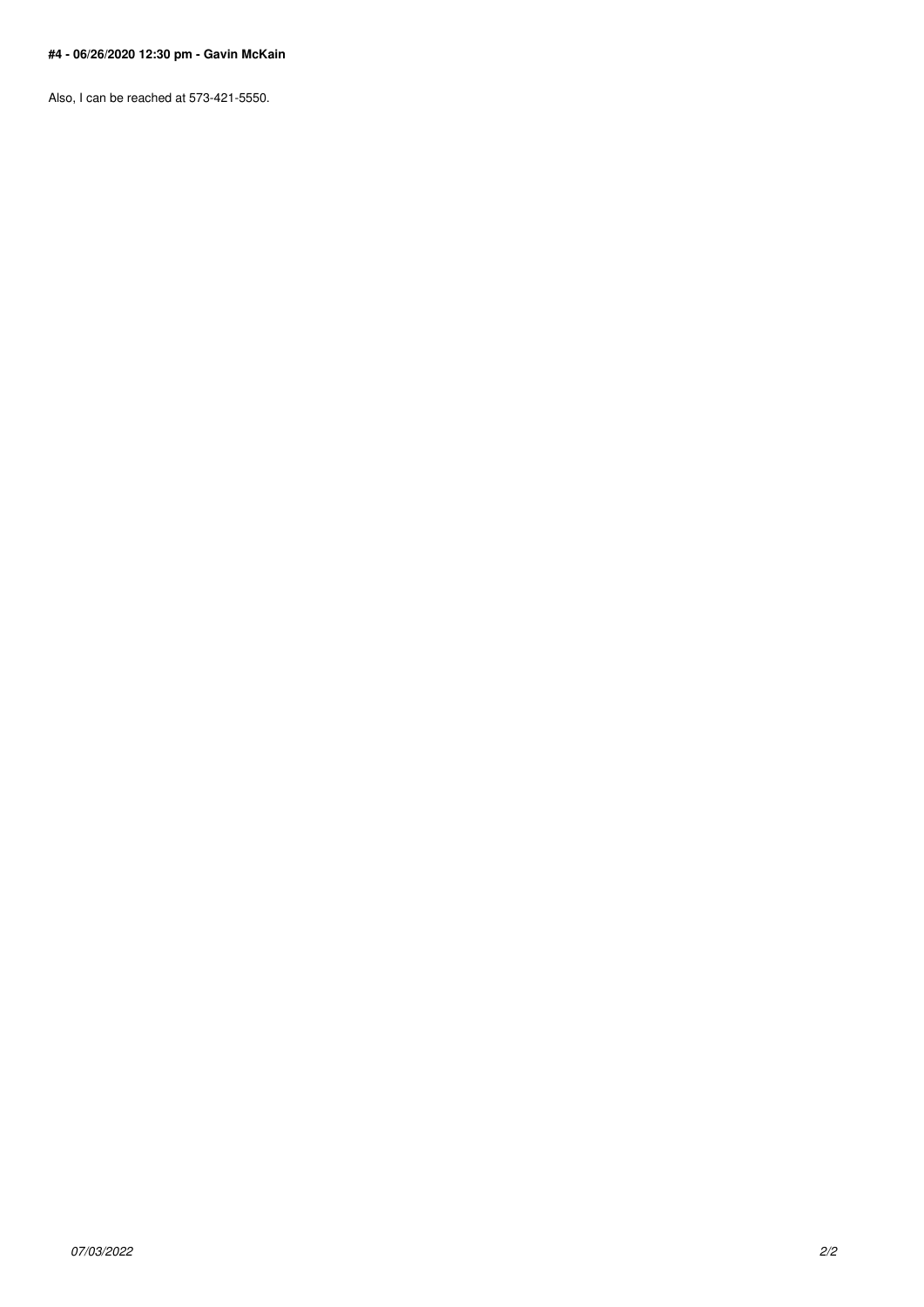**#4 - 06/26/2020 12:30 pm - Gavin McKain**

Also, I can be reached at 573-421-5550.